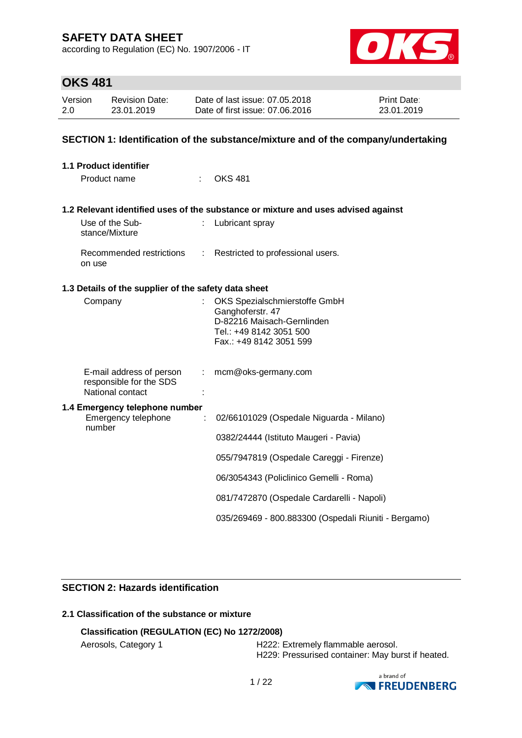# SAFETY DATA SHEET

according to Regulation (EC) No. 1907/2006 - IT

## OKS 481

| Version | Revision Date: | Date of last issue: 07.05.2018 | Print Date: |
|---|---|---|---|
| 2.0 | 23.01.2019 | Date of first issue: 07.06.2016 | 23.01.2019 |

## SECTION 1: Identification of the substance/mixture and of the company/undertaking

### 1.1 Product identifier

Product name : OKS 481

### 1.2 Relevant identified uses of the substance or mixture and uses advised against

Use of the Substance/Mixture : Lubricant spray

Recommended restrictions on use : Restricted to professional users.

### 1.3 Details of the supplier of the safety data sheet

Company : OKS Spezialschmierstoffe GmbH
Ganghoferstr. 47
D-82216 Maisach-Gernlinden
Tel.: +49 8142 3051 500
Fax.: +49 8142 3051 599

E-mail address of person responsible for the SDS : mcm@oks-germany.com

National contact :

### 1.4 Emergency telephone number

Emergency telephone number : 02/66101029 (Ospedale Niguarda - Milano)

0382/24444 (Istituto Maugeri - Pavia)

055/7947819 (Ospedale Careggi - Firenze)

06/3054343 (Policlinico Gemelli - Roma)

081/7472870 (Ospedale Cardarelli - Napoli)

035/269469 - 800.883300 (Ospedali Riuniti - Bergamo)

## SECTION 2: Hazards identification

### 2.1 Classification of the substance or mixture

**Classification (REGULATION (EC) No 1272/2008)**

Aerosols, Category 1 — H222: Extremely flammable aerosol.
H229: Pressurised container: May burst if heated.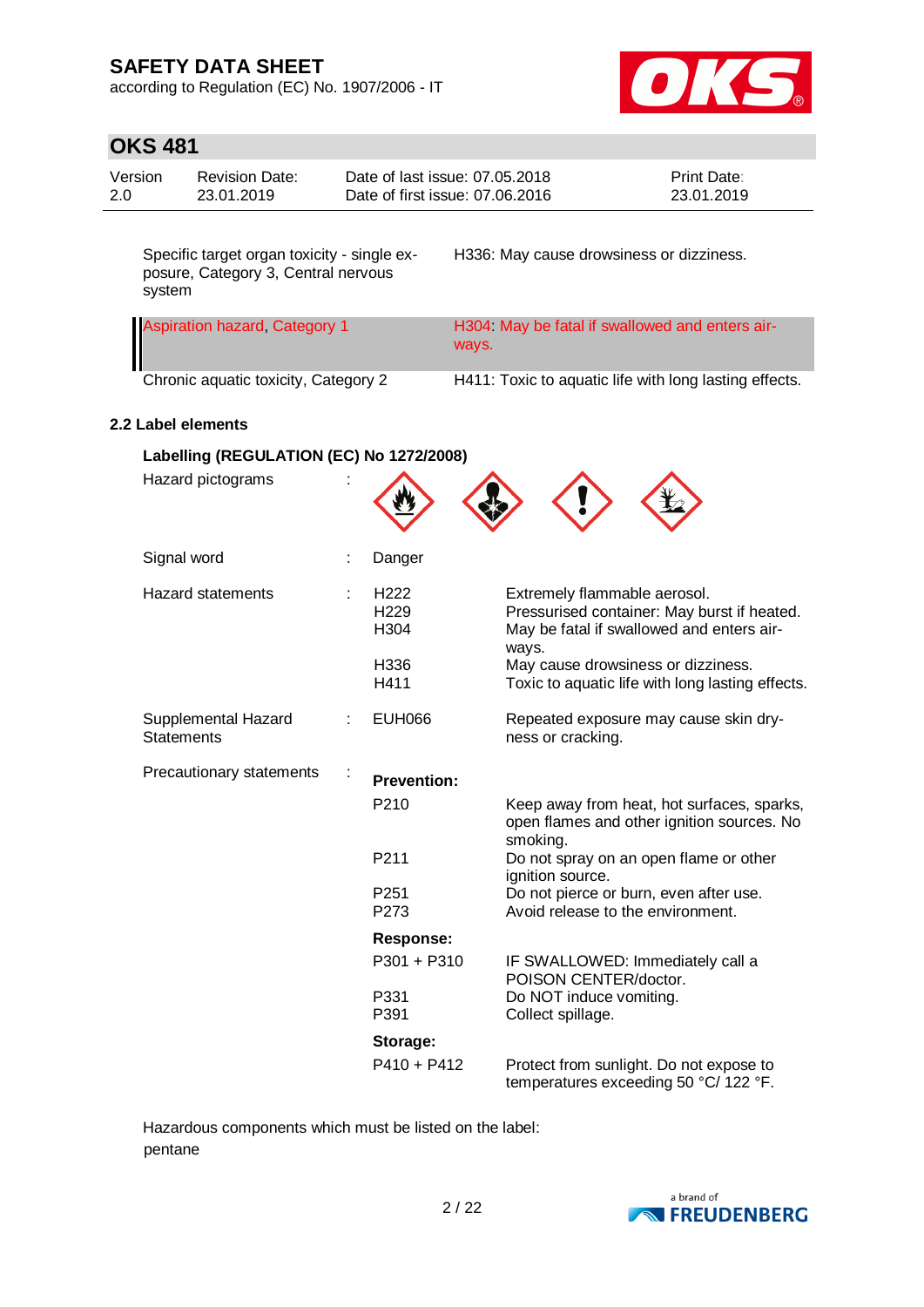| | |
|---|---|
| Specific target organ toxicity - single exposure, Category 3, Central nervous system | H336: May cause drowsiness or dizziness. |
| Aspiration hazard, Category 1 | H304: May be fatal if swallowed and enters airways. |
| Chronic aquatic toxicity, Category 2 | H411: Toxic to aquatic life with long lasting effects. |

**2.2 Label elements**

**Labelling (REGULATION (EC) No 1272/2008)**

Hazard pictograms :

Signal word : Danger

Hazard statements :

| | |
|---|---|
| H222 | Extremely flammable aerosol. |
| H229 | Pressurised container: May burst if heated. |
| H304 | May be fatal if swallowed and enters airways. |
| H336 | May cause drowsiness or dizziness. |
| H411 | Toxic to aquatic life with long lasting effects. |

Supplemental Hazard Statements :

| | |
|---|---|
| EUH066 | Repeated exposure may cause skin dryness or cracking. |

Precautionary statements :

**Prevention:**

| | |
|---|---|
| P210 | Keep away from heat, hot surfaces, sparks, open flames and other ignition sources. No smoking. |
| P211 | Do not spray on an open flame or other ignition source. |
| P251 | Do not pierce or burn, even after use. |
| P273 | Avoid release to the environment. |

**Response:**

| | |
|---|---|
| P301 + P310 | IF SWALLOWED: Immediately call a POISON CENTER/doctor. |
| P331 | Do NOT induce vomiting. |
| P391 | Collect spillage. |

**Storage:**

| | |
|---|---|
| P410 + P412 | Protect from sunlight. Do not expose to temperatures exceeding 50 °C/ 122 °F. |

Hazardous components which must be listed on the label:
pentane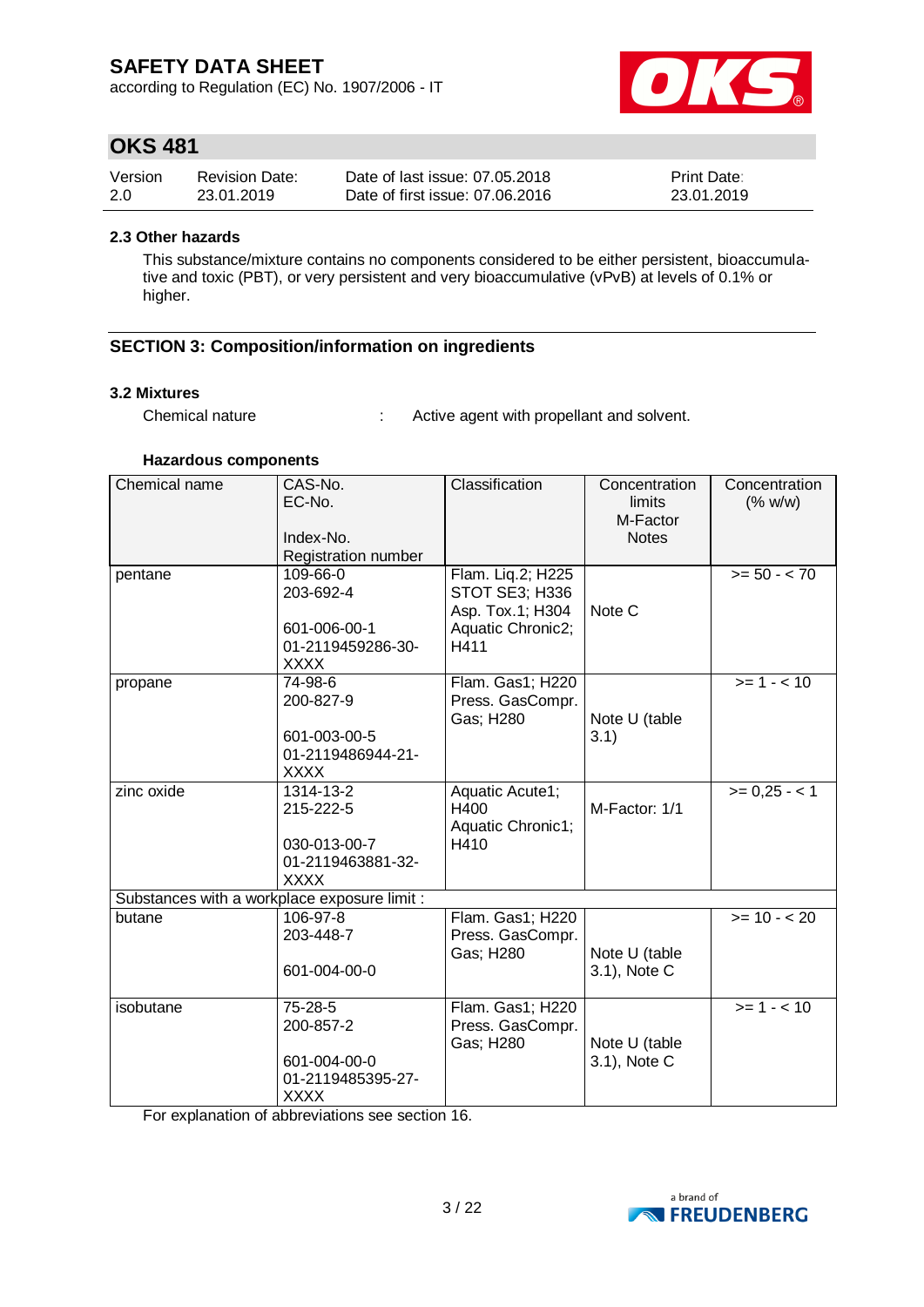#### 2.3 Other hazards

This substance/mixture contains no components considered to be either persistent, bioaccumulative and toxic (PBT), or very persistent and very bioaccumulative (vPvB) at levels of 0.1% or higher.

## SECTION 3: Composition/information on ingredients

#### 3.2 Mixtures

Chemical nature : Active agent with propellant and solvent.

**Hazardous components**

| Chemical name | CAS-No.<br>EC-No.<br><br>Index-No.<br>Registration number | Classification | Concentration limits<br>M-Factor<br>Notes | Concentration (% w/w) |
|---|---|---|---|---|
| pentane | 109-66-0<br>203-692-4<br><br>601-006-00-1<br>01-2119459286-30-XXXX | Flam. Liq.2; H225<br>STOT SE3; H336<br>Asp. Tox.1; H304<br>Aquatic Chronic2; H411 | Note C | >= 50 - < 70 |
| propane | 74-98-6<br>200-827-9<br><br>601-003-00-5<br>01-2119486944-21-XXXX | Flam. Gas1; H220<br>Press. GasCompr. Gas; H280 | Note U (table 3.1) | >= 1 - < 10 |
| zinc oxide | 1314-13-2<br>215-222-5<br><br>030-013-00-7<br>01-2119463881-32-XXXX | Aquatic Acute1; H400<br>Aquatic Chronic1; H410 | M-Factor: 1/1 | >= 0,25 - < 1 |
| Substances with a workplace exposure limit : | | | | |
| butane | 106-97-8<br>203-448-7<br><br>601-004-00-0 | Flam. Gas1; H220<br>Press. GasCompr. Gas; H280 | Note U (table 3.1), Note C | >= 10 - < 20 |
| isobutane | 75-28-5<br>200-857-2<br><br>601-004-00-0<br>01-2119485395-27-XXXX | Flam. Gas1; H220<br>Press. GasCompr. Gas; H280 | Note U (table 3.1), Note C | >= 1 - < 10 |

For explanation of abbreviations see section 16.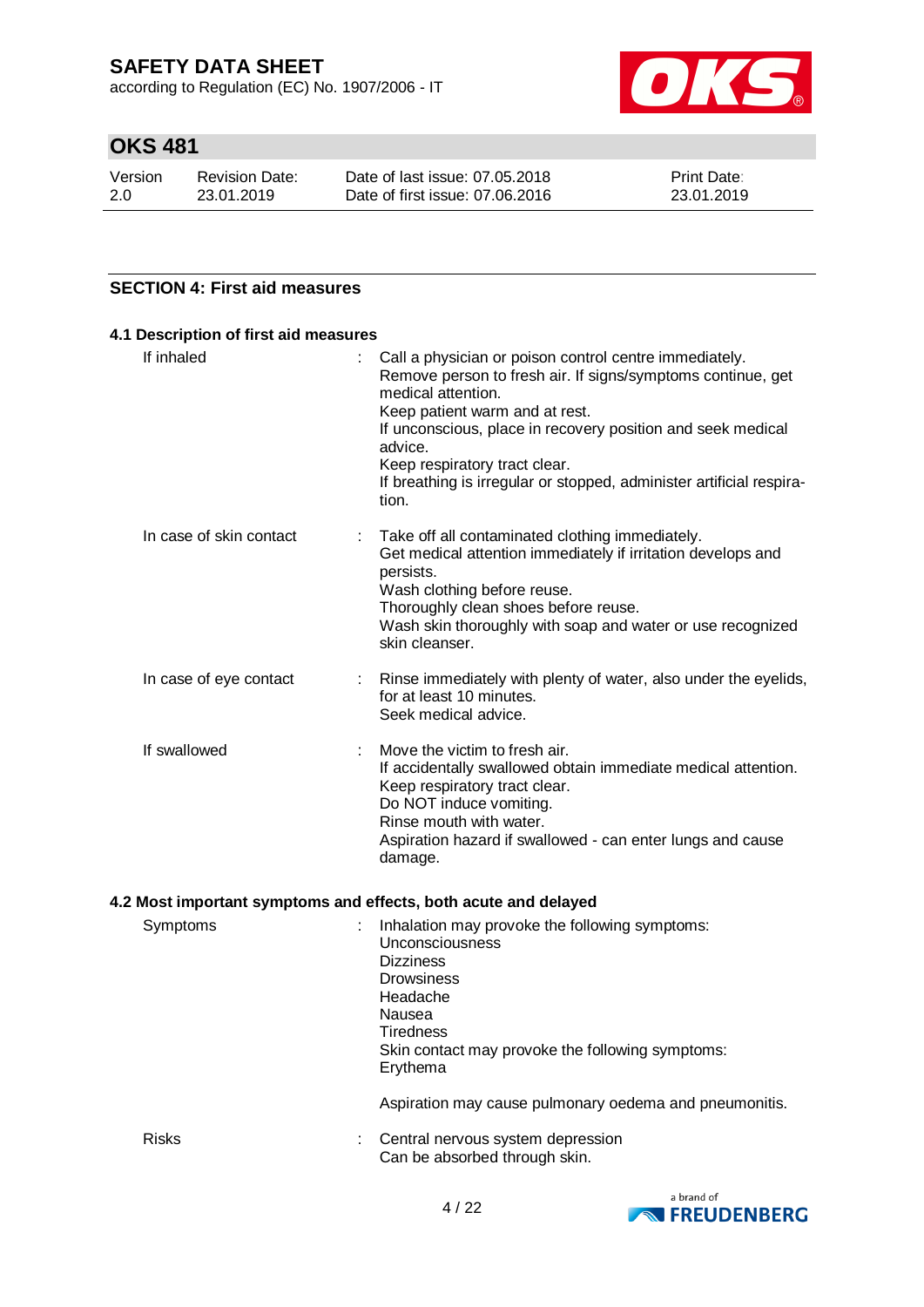## SECTION 4: First aid measures

### 4.1 Description of first aid measures

| | |
|---|---|
| If inhaled | Call a physician or poison control centre immediately.<br>Remove person to fresh air. If signs/symptoms continue, get medical attention.<br>Keep patient warm and at rest.<br>If unconscious, place in recovery position and seek medical advice.<br>Keep respiratory tract clear.<br>If breathing is irregular or stopped, administer artificial respiration. |
| In case of skin contact | Take off all contaminated clothing immediately.<br>Get medical attention immediately if irritation develops and persists.<br>Wash clothing before reuse.<br>Thoroughly clean shoes before reuse.<br>Wash skin thoroughly with soap and water or use recognized skin cleanser. |
| In case of eye contact | Rinse immediately with plenty of water, also under the eyelids, for at least 10 minutes.<br>Seek medical advice. |
| If swallowed | Move the victim to fresh air.<br>If accidentally swallowed obtain immediate medical attention.<br>Keep respiratory tract clear.<br>Do NOT induce vomiting.<br>Rinse mouth with water.<br>Aspiration hazard if swallowed - can enter lungs and cause damage. |

### 4.2 Most important symptoms and effects, both acute and delayed

| | |
|---|---|
| Symptoms | Inhalation may provoke the following symptoms:<br>Unconsciousness<br>Dizziness<br>Drowsiness<br>Headache<br>Nausea<br>Tiredness<br>Skin contact may provoke the following symptoms:<br>Erythema<br><br>Aspiration may cause pulmonary oedema and pneumonitis. |
| Risks | Central nervous system depression<br>Can be absorbed through skin. |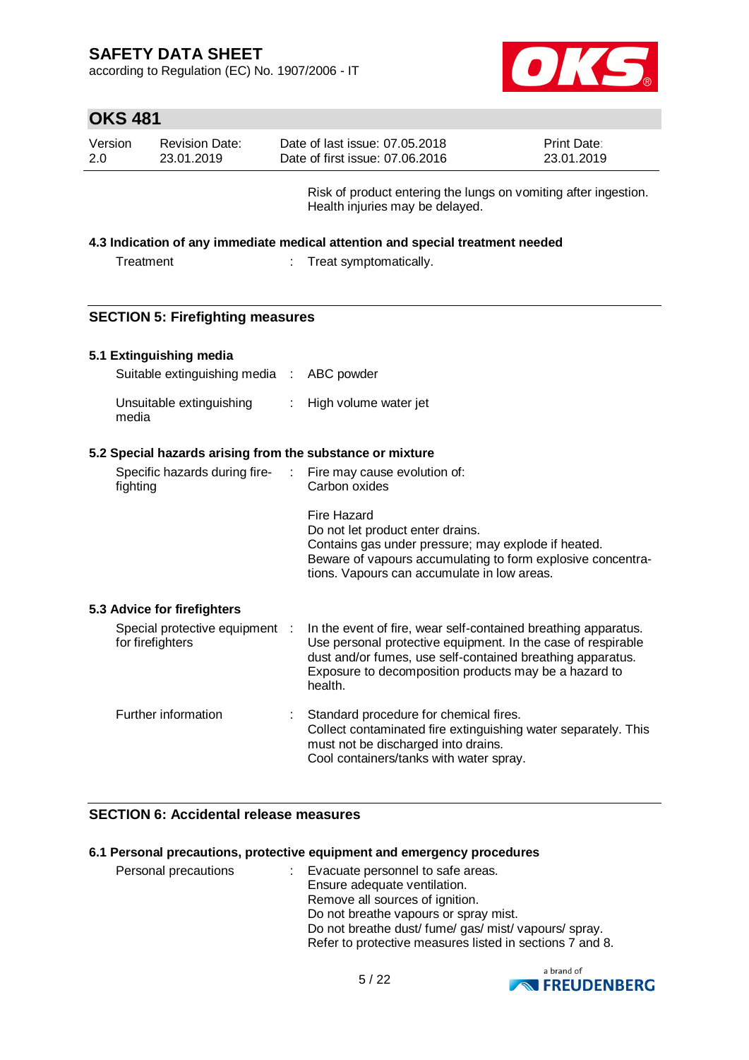Risk of product entering the lungs on vomiting after ingestion.
Health injuries may be delayed.

### 4.3 Indication of any immediate medical attention and special treatment needed

| | |
|---|---|
| Treatment | Treat symptomatically. |

## SECTION 5: Firefighting measures

### 5.1 Extinguishing media

| | |
|---|---|
| Suitable extinguishing media | ABC powder |
| Unsuitable extinguishing media | High volume water jet |

### 5.2 Special hazards arising from the substance or mixture

| | |
|---|---|
| Specific hazards during fire-fighting | Fire may cause evolution of:<br>Carbon oxides<br><br>Fire Hazard<br>Do not let product enter drains.<br>Contains gas under pressure; may explode if heated.<br>Beware of vapours accumulating to form explosive concentrations. Vapours can accumulate in low areas. |

### 5.3 Advice for firefighters

| | |
|---|---|
| Special protective equipment for firefighters | In the event of fire, wear self-contained breathing apparatus. Use personal protective equipment. In the case of respirable dust and/or fumes, use self-contained breathing apparatus. Exposure to decomposition products may be a hazard to health. |
| Further information | Standard procedure for chemical fires.<br>Collect contaminated fire extinguishing water separately. This must not be discharged into drains.<br>Cool containers/tanks with water spray. |

## SECTION 6: Accidental release measures

### 6.1 Personal precautions, protective equipment and emergency procedures

| | |
|---|---|
| Personal precautions | Evacuate personnel to safe areas.<br>Ensure adequate ventilation.<br>Remove all sources of ignition.<br>Do not breathe vapours or spray mist.<br>Do not breathe dust/ fume/ gas/ mist/ vapours/ spray.<br>Refer to protective measures listed in sections 7 and 8. |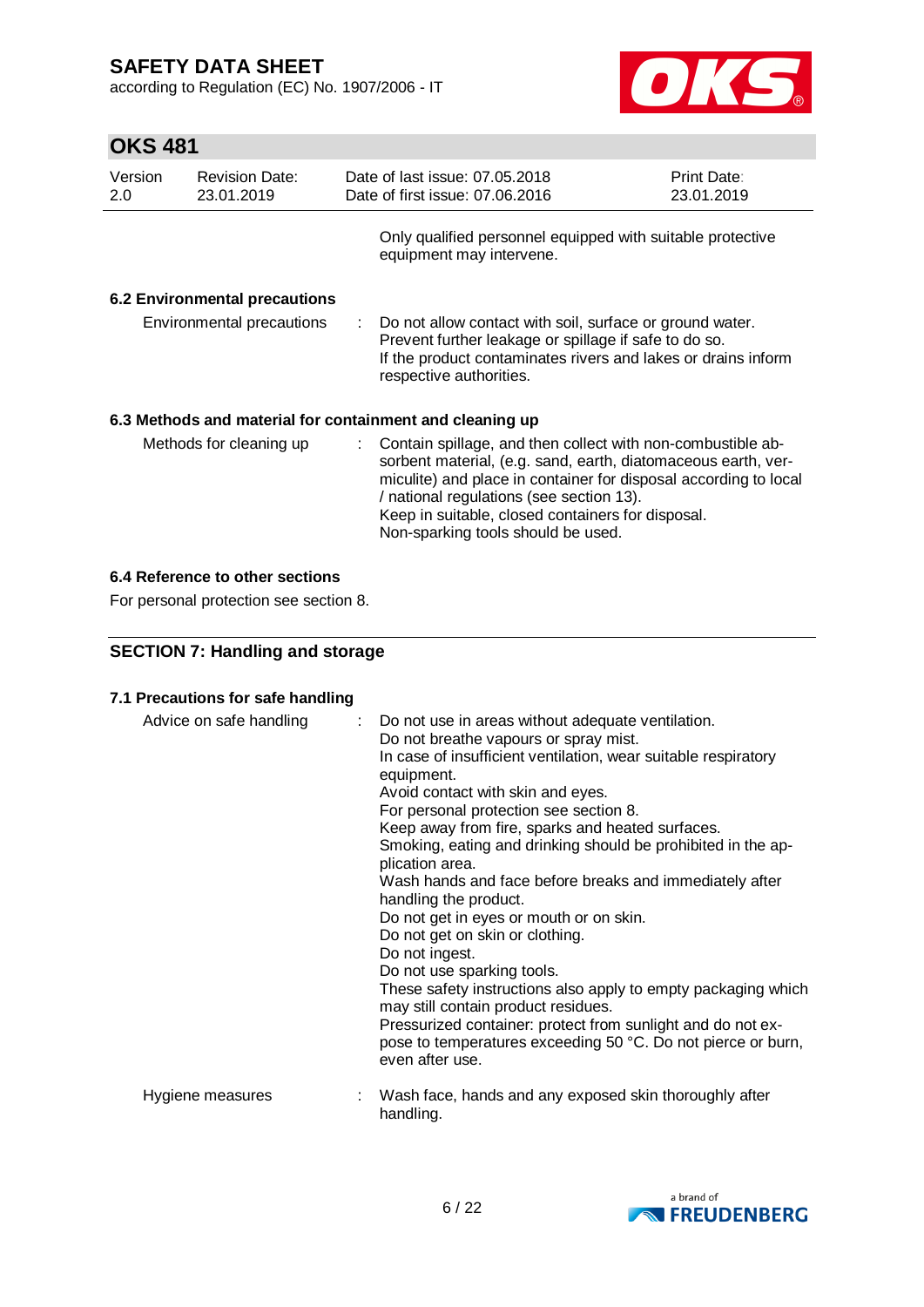Only qualified personnel equipped with suitable protective equipment may intervene.

### 6.2 Environmental precautions

| | | |
|---|---|---|
| Environmental precautions | : | Do not allow contact with soil, surface or ground water.<br>Prevent further leakage or spillage if safe to do so.<br>If the product contaminates rivers and lakes or drains inform respective authorities. |

### 6.3 Methods and material for containment and cleaning up

| | | |
|---|---|---|
| Methods for cleaning up | : | Contain spillage, and then collect with non-combustible absorbent material, (e.g. sand, earth, diatomaceous earth, vermiculite) and place in container for disposal according to local / national regulations (see section 13).<br>Keep in suitable, closed containers for disposal.<br>Non-sparking tools should be used. |

### 6.4 Reference to other sections

For personal protection see section 8.

## SECTION 7: Handling and storage

### 7.1 Precautions for safe handling

| | | |
|---|---|---|
| Advice on safe handling | : | Do not use in areas without adequate ventilation.<br>Do not breathe vapours or spray mist.<br>In case of insufficient ventilation, wear suitable respiratory equipment.<br>Avoid contact with skin and eyes.<br>For personal protection see section 8.<br>Keep away from fire, sparks and heated surfaces.<br>Smoking, eating and drinking should be prohibited in the application area.<br>Wash hands and face before breaks and immediately after handling the product.<br>Do not get in eyes or mouth or on skin.<br>Do not get on skin or clothing.<br>Do not ingest.<br>Do not use sparking tools.<br>These safety instructions also apply to empty packaging which may still contain product residues.<br>Pressurized container: protect from sunlight and do not expose to temperatures exceeding 50 °C. Do not pierce or burn, even after use. |
| Hygiene measures | : | Wash face, hands and any exposed skin thoroughly after handling. |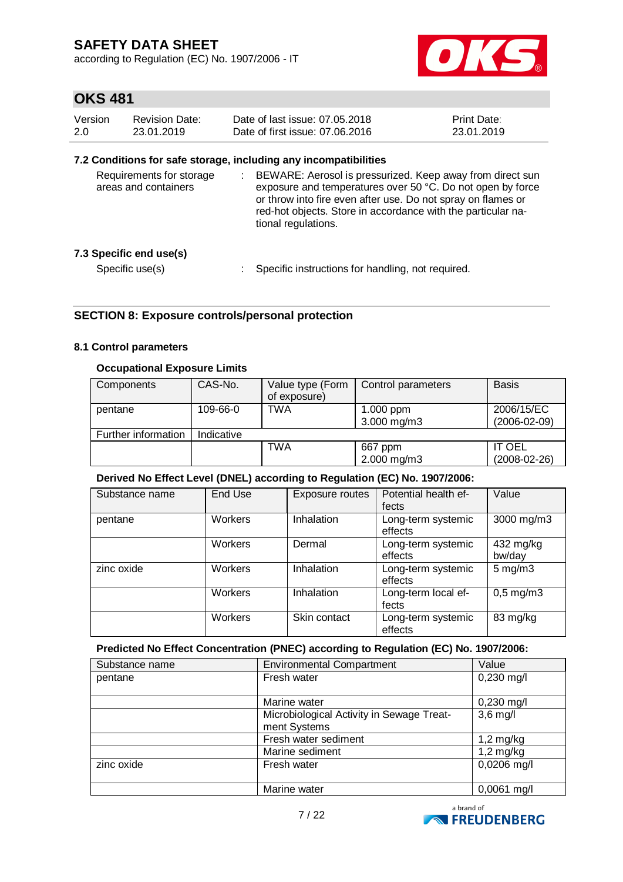### 7.2 Conditions for safe storage, including any incompatibilities

Requirements for storage areas and containers : BEWARE: Aerosol is pressurized. Keep away from direct sun exposure and temperatures over 50 °C. Do not open by force or throw into fire even after use. Do not spray on flames or red-hot objects. Store in accordance with the particular national regulations.

### 7.3 Specific end use(s)

Specific use(s) : Specific instructions for handling, not required.

## SECTION 8: Exposure controls/personal protection

### 8.1 Control parameters

**Occupational Exposure Limits**

| Components | CAS-No. | Value type (Form of exposure) | Control parameters | Basis |
|---|---|---|---|---|
| pentane | 109-66-0 | TWA | 1.000 ppm<br>3.000 mg/m3 | 2006/15/EC<br>(2006-02-09) |
| Further information | Indicative | | | |
| | | TWA | 667 ppm<br>2.000 mg/m3 | IT OEL<br>(2008-02-26) |

**Derived No Effect Level (DNEL) according to Regulation (EC) No. 1907/2006:**

| Substance name | End Use | Exposure routes | Potential health effects | Value |
|---|---|---|---|---|
| pentane | Workers | Inhalation | Long-term systemic effects | 3000 mg/m3 |
| | Workers | Dermal | Long-term systemic effects | 432 mg/kg bw/day |
| zinc oxide | Workers | Inhalation | Long-term systemic effects | 5 mg/m3 |
| | Workers | Inhalation | Long-term local effects | 0,5 mg/m3 |
| | Workers | Skin contact | Long-term systemic effects | 83 mg/kg |

**Predicted No Effect Concentration (PNEC) according to Regulation (EC) No. 1907/2006:**

| Substance name | Environmental Compartment | Value |
|---|---|---|
| pentane | Fresh water | 0,230 mg/l |
| | Marine water | 0,230 mg/l |
| | Microbiological Activity in Sewage Treatment Systems | 3,6 mg/l |
| | Fresh water sediment | 1,2 mg/kg |
| | Marine sediment | 1,2 mg/kg |
| zinc oxide | Fresh water | 0,0206 mg/l |
| | Marine water | 0,0061 mg/l |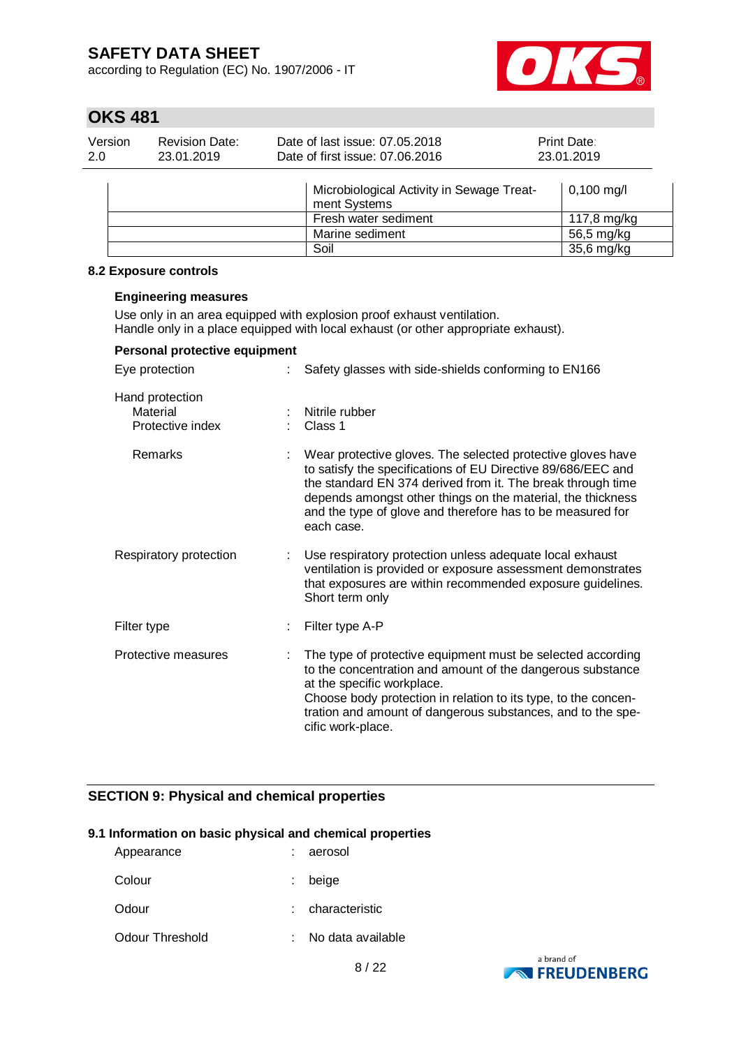| | | |
|---|---|---|
| | Microbiological Activity in Sewage Treatment Systems | 0,100 mg/l |
| | Fresh water sediment | 117,8 mg/kg |
| | Marine sediment | 56,5 mg/kg |
| | Soil | 35,6 mg/kg |

### 8.2 Exposure controls

**Engineering measures**

Use only in an area equipped with explosion proof exhaust ventilation.
Handle only in a place equipped with local exhaust (or other appropriate exhaust).

**Personal protective equipment**

Eye protection : Safety glasses with side-shields conforming to EN166

Hand protection
- Material : Nitrile rubber
- Protective index : Class 1
- Remarks : Wear protective gloves. The selected protective gloves have to satisfy the specifications of EU Directive 89/686/EEC and the standard EN 374 derived from it. The break through time depends amongst other things on the material, the thickness and the type of glove and therefore has to be measured for each case.

Respiratory protection : Use respiratory protection unless adequate local exhaust ventilation is provided or exposure assessment demonstrates that exposures are within recommended exposure guidelines. Short term only

Filter type : Filter type A-P

Protective measures : The type of protective equipment must be selected according to the concentration and amount of the dangerous substance at the specific workplace.
Choose body protection in relation to its type, to the concentration and amount of dangerous substances, and to the specific work-place.

## SECTION 9: Physical and chemical properties

### 9.1 Information on basic physical and chemical properties

Appearance : aerosol

Colour : beige

Odour : characteristic

Odour Threshold : No data available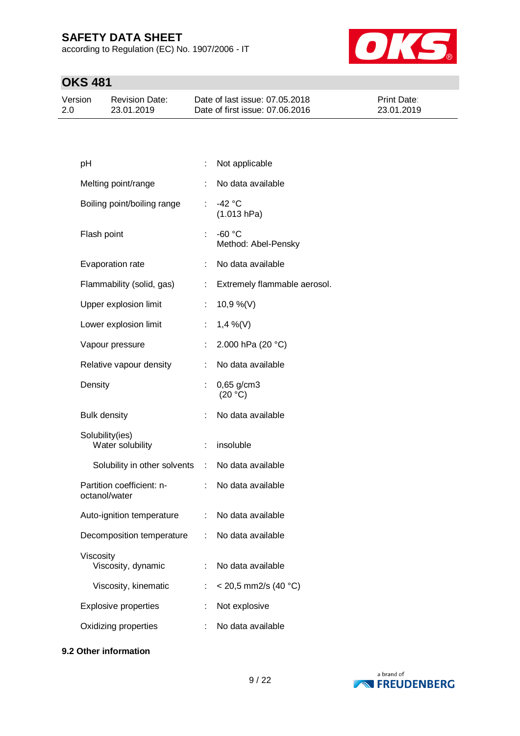| Property | | Value |
|---|---|---|
| pH | : | Not applicable |
| Melting point/range | : | No data available |
| Boiling point/boiling range | : | -42 °C<br>(1.013 hPa) |
| Flash point | : | -60 °C<br>Method: Abel-Pensky |
| Evaporation rate | : | No data available |
| Flammability (solid, gas) | : | Extremely flammable aerosol. |
| Upper explosion limit | : | 10,9 %(V) |
| Lower explosion limit | : | 1,4 %(V) |
| Vapour pressure | : | 2.000 hPa (20 °C) |
| Relative vapour density | : | No data available |
| Density | : | 0,65 g/cm3<br>(20 °C) |
| Bulk density | : | No data available |
| Solubility(ies)<br>Water solubility | : | insoluble |
| Solubility in other solvents | : | No data available |
| Partition coefficient: n-octanol/water | : | No data available |
| Auto-ignition temperature | : | No data available |
| Decomposition temperature | : | No data available |
| Viscosity<br>Viscosity, dynamic | : | No data available |
| Viscosity, kinematic | : | < 20,5 mm2/s (40 °C) |
| Explosive properties | : | Not explosive |
| Oxidizing properties | : | No data available |

**9.2 Other information**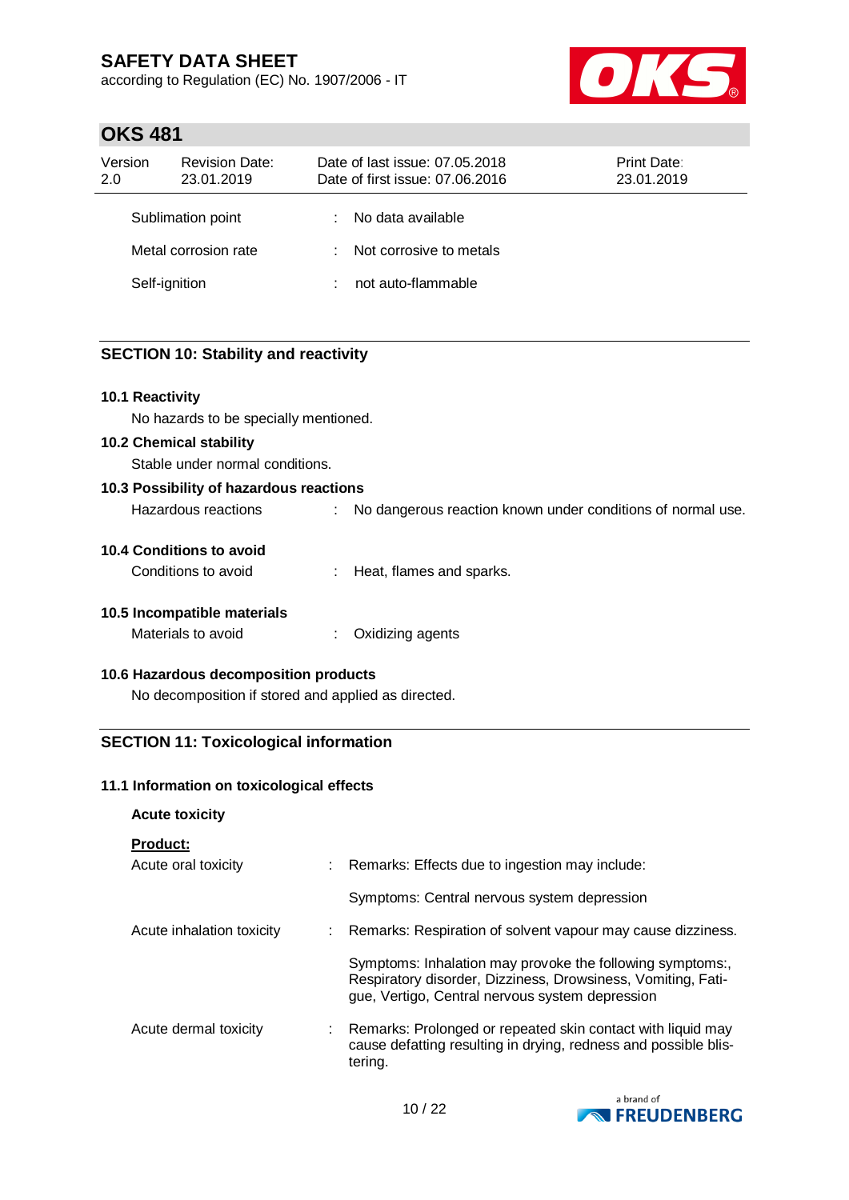| | | |
|---|---|---|
| Sublimation point | : | No data available |
| Metal corrosion rate | : | Not corrosive to metals |
| Self-ignition | : | not auto-flammable |

## SECTION 10: Stability and reactivity

### 10.1 Reactivity

No hazards to be specially mentioned.

### 10.2 Chemical stability

Stable under normal conditions.

### 10.3 Possibility of hazardous reactions

| | | |
|---|---|---|
| Hazardous reactions | : | No dangerous reaction known under conditions of normal use. |

### 10.4 Conditions to avoid

| | | |
|---|---|---|
| Conditions to avoid | : | Heat, flames and sparks. |

### 10.5 Incompatible materials

| | | |
|---|---|---|
| Materials to avoid | : | Oxidizing agents |

### 10.6 Hazardous decomposition products

No decomposition if stored and applied as directed.

## SECTION 11: Toxicological information

### 11.1 Information on toxicological effects

**Acute toxicity**

**Product:**

| | | |
|---|---|---|
| Acute oral toxicity | : | Remarks: Effects due to ingestion may include:<br><br>Symptoms: Central nervous system depression |
| Acute inhalation toxicity | : | Remarks: Respiration of solvent vapour may cause dizziness.<br><br>Symptoms: Inhalation may provoke the following symptoms:, Respiratory disorder, Dizziness, Drowsiness, Vomiting, Fatigue, Vertigo, Central nervous system depression |
| Acute dermal toxicity | : | Remarks: Prolonged or repeated skin contact with liquid may cause defatting resulting in drying, redness and possible blistering. |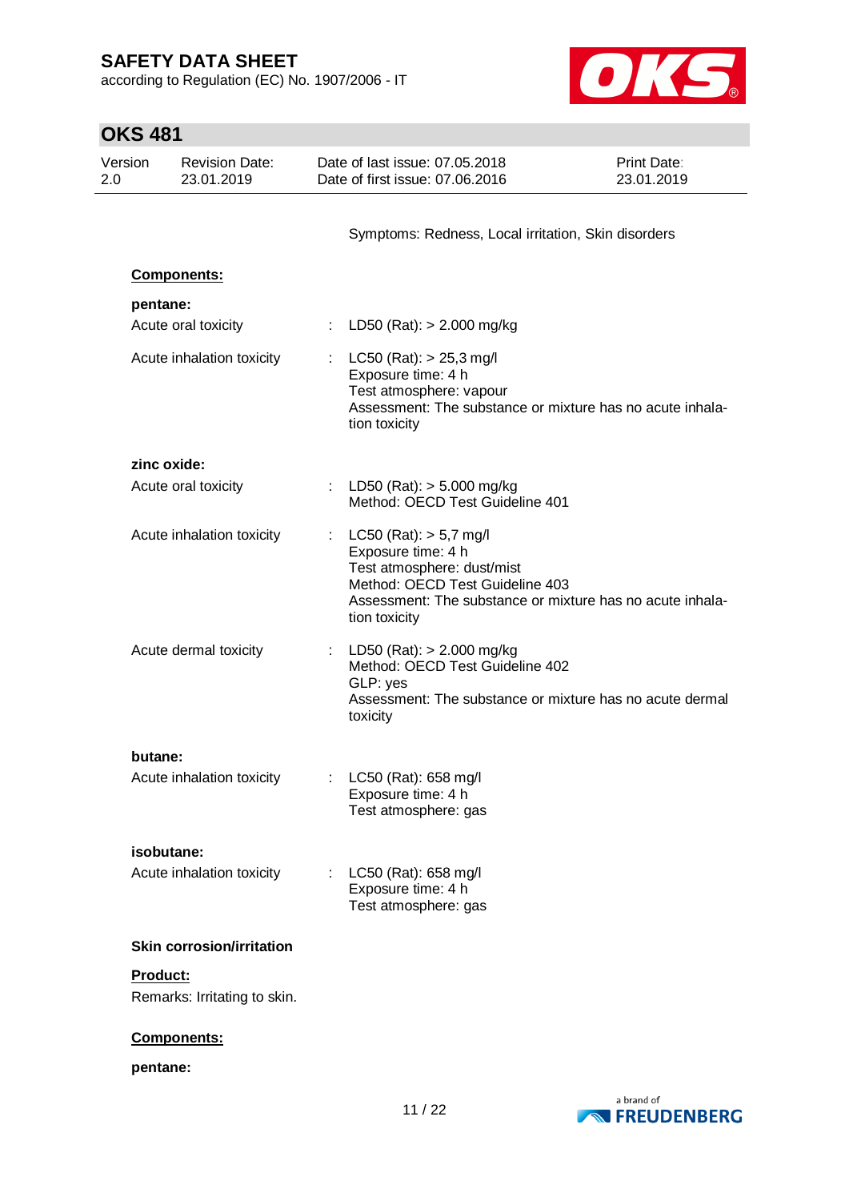Symptoms: Redness, Local irritation, Skin disorders

**Components:**

**pentane:**

| | | |
|---|---|---|
| Acute oral toxicity | : | LD50 (Rat): > 2.000 mg/kg |
| Acute inhalation toxicity | : | LC50 (Rat): > 25,3 mg/l<br>Exposure time: 4 h<br>Test atmosphere: vapour<br>Assessment: The substance or mixture has no acute inhalation toxicity |

**zinc oxide:**

| | | |
|---|---|---|
| Acute oral toxicity | : | LD50 (Rat): > 5.000 mg/kg<br>Method: OECD Test Guideline 401 |
| Acute inhalation toxicity | : | LC50 (Rat): > 5,7 mg/l<br>Exposure time: 4 h<br>Test atmosphere: dust/mist<br>Method: OECD Test Guideline 403<br>Assessment: The substance or mixture has no acute inhalation toxicity |
| Acute dermal toxicity | : | LD50 (Rat): > 2.000 mg/kg<br>Method: OECD Test Guideline 402<br>GLP: yes<br>Assessment: The substance or mixture has no acute dermal toxicity |

**butane:**

| | | |
|---|---|---|
| Acute inhalation toxicity | : | LC50 (Rat): 658 mg/l<br>Exposure time: 4 h<br>Test atmosphere: gas |

**isobutane:**

| | | |
|---|---|---|
| Acute inhalation toxicity | : | LC50 (Rat): 658 mg/l<br>Exposure time: 4 h<br>Test atmosphere: gas |

### Skin corrosion/irritation

**Product:**

Remarks: Irritating to skin.

**Components:**

**pentane:**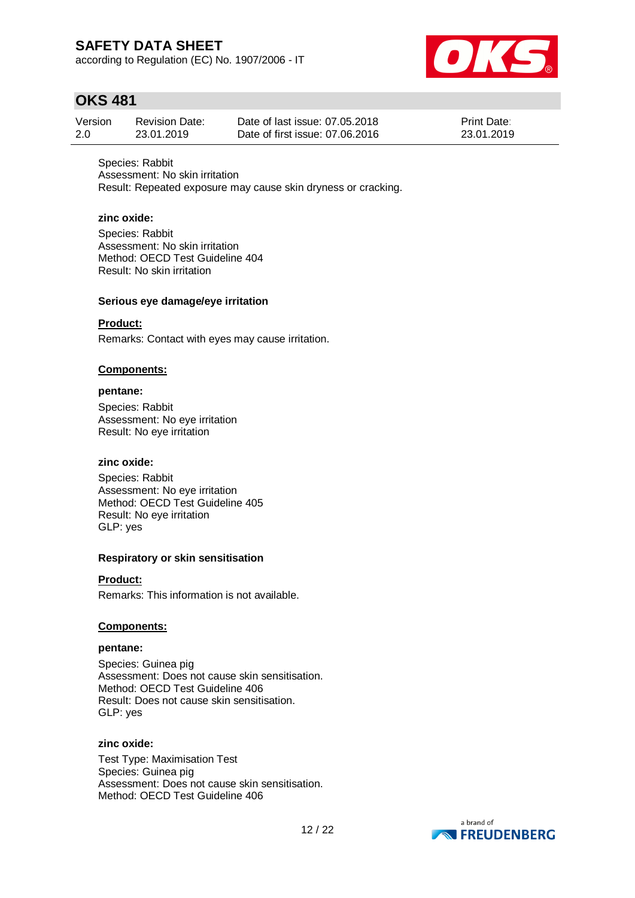Species: Rabbit
Assessment: No skin irritation
Result: Repeated exposure may cause skin dryness or cracking.

**zinc oxide:**

Species: Rabbit
Assessment: No skin irritation
Method: OECD Test Guideline 404
Result: No skin irritation

**Serious eye damage/eye irritation**

**Product:**

Remarks: Contact with eyes may cause irritation.

**Components:**

**pentane:**

Species: Rabbit
Assessment: No eye irritation
Result: No eye irritation

**zinc oxide:**

Species: Rabbit
Assessment: No eye irritation
Method: OECD Test Guideline 405
Result: No eye irritation
GLP: yes

**Respiratory or skin sensitisation**

**Product:**

Remarks: This information is not available.

**Components:**

**pentane:**

Species: Guinea pig
Assessment: Does not cause skin sensitisation.
Method: OECD Test Guideline 406
Result: Does not cause skin sensitisation.
GLP: yes

**zinc oxide:**

Test Type: Maximisation Test
Species: Guinea pig
Assessment: Does not cause skin sensitisation.
Method: OECD Test Guideline 406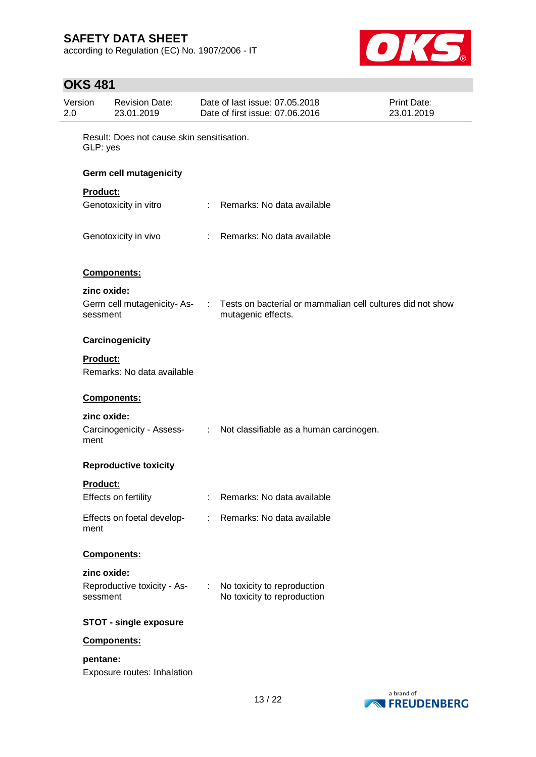Result: Does not cause skin sensitisation.
GLP: yes

**Germ cell mutagenicity**

**Product:**

Genotoxicity in vitro : Remarks: No data available

Genotoxicity in vivo : Remarks: No data available

**Components:**

**zinc oxide:**

Germ cell mutagenicity- Assessment : Tests on bacterial or mammalian cell cultures did not show mutagenic effects.

**Carcinogenicity**

**Product:**

Remarks: No data available

**Components:**

**zinc oxide:**

Carcinogenicity - Assessment : Not classifiable as a human carcinogen.

**Reproductive toxicity**

**Product:**

Effects on fertility : Remarks: No data available

Effects on foetal development : Remarks: No data available

**Components:**

**zinc oxide:**

Reproductive toxicity - Assessment : No toxicity to reproduction
No toxicity to reproduction

**STOT - single exposure**

**Components:**

**pentane:**

Exposure routes: Inhalation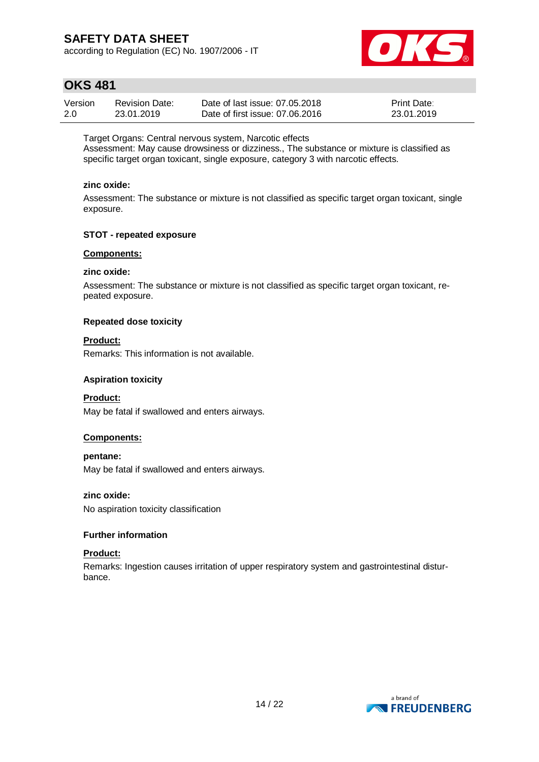Target Organs: Central nervous system, Narcotic effects
Assessment: May cause drowsiness or dizziness., The substance or mixture is classified as specific target organ toxicant, single exposure, category 3 with narcotic effects.

**zinc oxide:**

Assessment: The substance or mixture is not classified as specific target organ toxicant, single exposure.

**STOT - repeated exposure**

**Components:**

**zinc oxide:**

Assessment: The substance or mixture is not classified as specific target organ toxicant, repeated exposure.

**Repeated dose toxicity**

**Product:**

Remarks: This information is not available.

**Aspiration toxicity**

**Product:**

May be fatal if swallowed and enters airways.

**Components:**

**pentane:**

May be fatal if swallowed and enters airways.

**zinc oxide:**

No aspiration toxicity classification

**Further information**

**Product:**

Remarks: Ingestion causes irritation of upper respiratory system and gastrointestinal disturbance.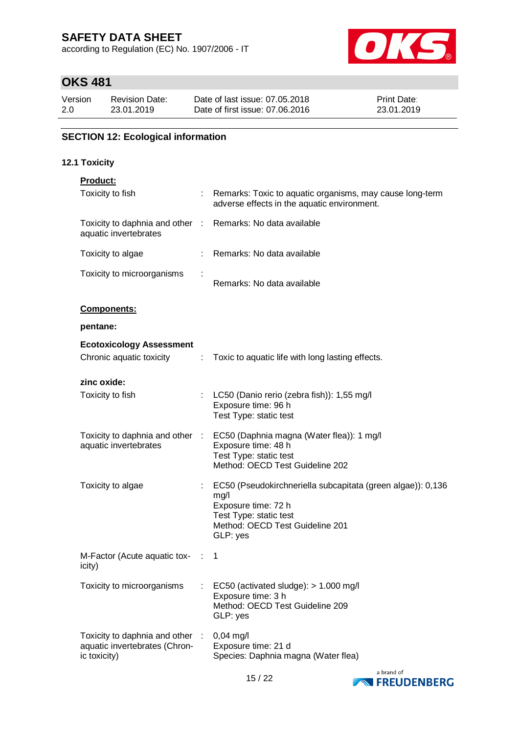## SECTION 12: Ecological information

### 12.1 Toxicity

**Product:**

| | | |
|---|---|---|
| Toxicity to fish | : | Remarks: Toxic to aquatic organisms, may cause long-term adverse effects in the aquatic environment. |
| Toxicity to daphnia and other aquatic invertebrates | : | Remarks: No data available |
| Toxicity to algae | : | Remarks: No data available |
| Toxicity to microorganisms | : | Remarks: No data available |

**Components:**

**pentane:**

**Ecotoxicology Assessment**

| | | |
|---|---|---|
| Chronic aquatic toxicity | : | Toxic to aquatic life with long lasting effects. |

**zinc oxide:**

| | | |
|---|---|---|
| Toxicity to fish | : | LC50 (Danio rerio (zebra fish)): 1,55 mg/l<br>Exposure time: 96 h<br>Test Type: static test |
| Toxicity to daphnia and other aquatic invertebrates | : | EC50 (Daphnia magna (Water flea)): 1 mg/l<br>Exposure time: 48 h<br>Test Type: static test<br>Method: OECD Test Guideline 202 |
| Toxicity to algae | : | EC50 (Pseudokirchneriella subcapitata (green algae)): 0,136 mg/l<br>Exposure time: 72 h<br>Test Type: static test<br>Method: OECD Test Guideline 201<br>GLP: yes |
| M-Factor (Acute aquatic toxicity) | : | 1 |
| Toxicity to microorganisms | : | EC50 (activated sludge): > 1.000 mg/l<br>Exposure time: 3 h<br>Method: OECD Test Guideline 209<br>GLP: yes |
| Toxicity to daphnia and other aquatic invertebrates (Chronic toxicity) | : | 0,04 mg/l<br>Exposure time: 21 d<br>Species: Daphnia magna (Water flea) |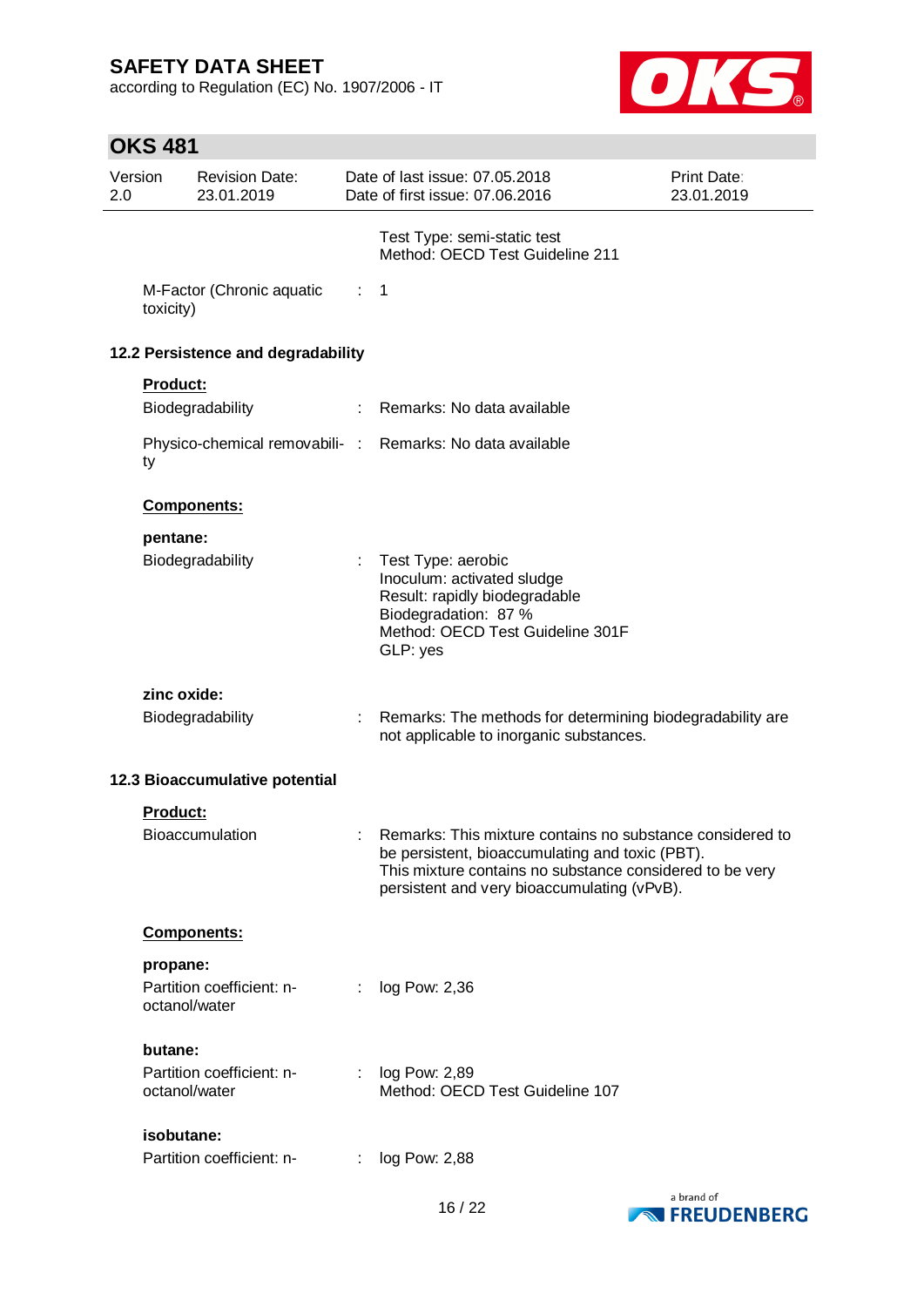Test Type: semi-static test
Method: OECD Test Guideline 211

M-Factor (Chronic aquatic toxicity) : 1

### 12.2 Persistence and degradability

**Product:**

Biodegradability : Remarks: No data available

Physico-chemical removability : Remarks: No data available

**Components:**

**pentane:**

Biodegradability : Test Type: aerobic
Inoculum: activated sludge
Result: rapidly biodegradable
Biodegradation: 87 %
Method: OECD Test Guideline 301F
GLP: yes

**zinc oxide:**

Biodegradability : Remarks: The methods for determining biodegradability are not applicable to inorganic substances.

### 12.3 Bioaccumulative potential

**Product:**

Bioaccumulation : Remarks: This mixture contains no substance considered to be persistent, bioaccumulating and toxic (PBT).
This mixture contains no substance considered to be very persistent and very bioaccumulating (vPvB).

**Components:**

**propane:**

Partition coefficient: n-octanol/water : log Pow: 2,36

**butane:**

Partition coefficient: n-octanol/water : log Pow: 2,89
Method: OECD Test Guideline 107

**isobutane:**

Partition coefficient: n- : log Pow: 2,88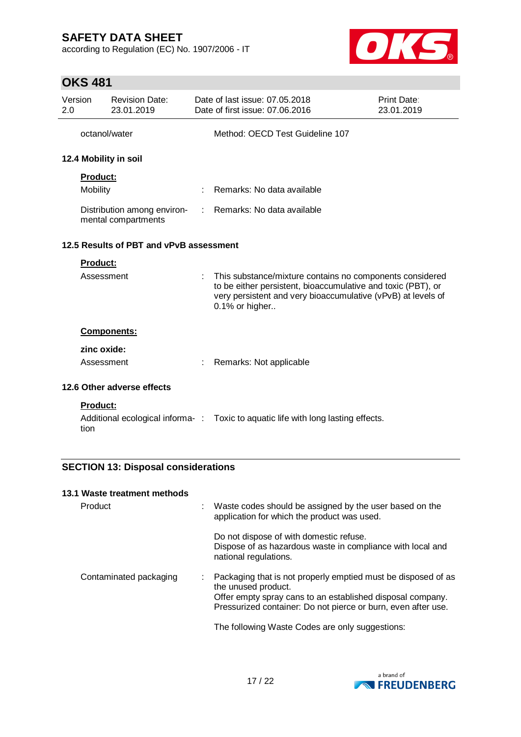| | | |
|---|---|---|
| octanol/water | | Method: OECD Test Guideline 107 |

### 12.4 Mobility in soil

**Product:**

| | | |
|---|---|---|
| Mobility | : | Remarks: No data available |
| Distribution among environmental compartments | : | Remarks: No data available |

### 12.5 Results of PBT and vPvB assessment

**Product:**

| | | |
|---|---|---|
| Assessment | : | This substance/mixture contains no components considered to be either persistent, bioaccumulative and toxic (PBT), or very persistent and very bioaccumulative (vPvB) at levels of 0.1% or higher.. |

**Components:**

**zinc oxide:**

| | | |
|---|---|---|
| Assessment | : | Remarks: Not applicable |

### 12.6 Other adverse effects

**Product:**

| | | |
|---|---|---|
| Additional ecological information | : | Toxic to aquatic life with long lasting effects. |

## SECTION 13: Disposal considerations

### 13.1 Waste treatment methods

| | | |
|---|---|---|
| Product | : | Waste codes should be assigned by the user based on the application for which the product was used.<br><br>Do not dispose of with domestic refuse.<br>Dispose of as hazardous waste in compliance with local and national regulations. |
| Contaminated packaging | : | Packaging that is not properly emptied must be disposed of as the unused product.<br>Offer empty spray cans to an established disposal company.<br>Pressurized container: Do not pierce or burn, even after use.<br><br>The following Waste Codes are only suggestions: |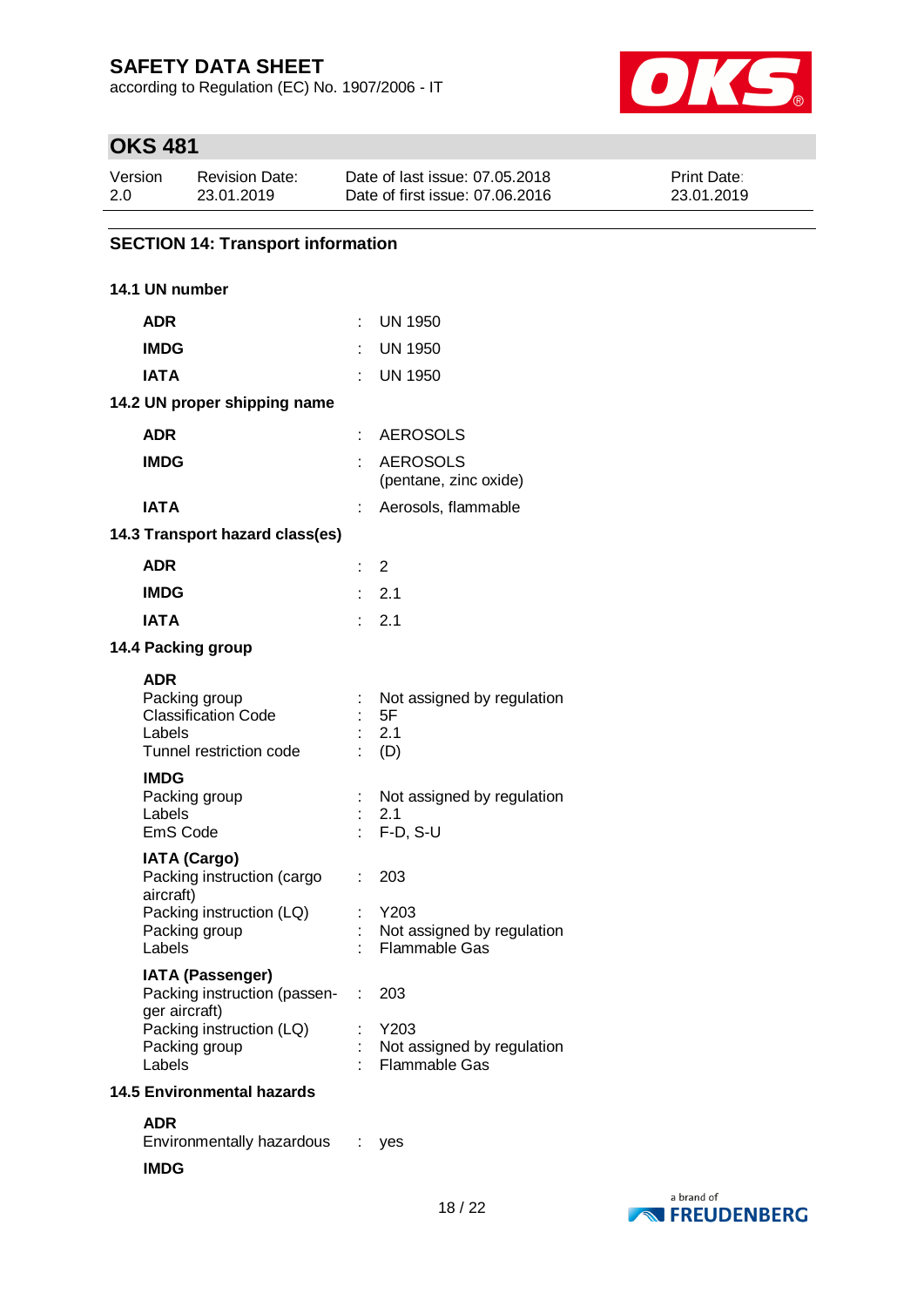## SECTION 14: Transport information

### 14.1 UN number

| | | |
|---|---|---|
| **ADR** | : | UN 1950 |
| **IMDG** | : | UN 1950 |
| **IATA** | : | UN 1950 |

### 14.2 UN proper shipping name

| | | |
|---|---|---|
| **ADR** | : | AEROSOLS |
| **IMDG** | : | AEROSOLS (pentane, zinc oxide) |
| **IATA** | : | Aerosols, flammable |

### 14.3 Transport hazard class(es)

| | | |
|---|---|---|
| **ADR** | : | 2 |
| **IMDG** | : | 2.1 |
| **IATA** | : | 2.1 |

### 14.4 Packing group

**ADR**

| | | |
|---|---|---|
| Packing group | : | Not assigned by regulation |
| Classification Code | : | 5F |
| Labels | : | 2.1 |
| Tunnel restriction code | : | (D) |

**IMDG**

| | | |
|---|---|---|
| Packing group | : | Not assigned by regulation |
| Labels | : | 2.1 |
| EmS Code | : | F-D, S-U |

**IATA (Cargo)**

| | | |
|---|---|---|
| Packing instruction (cargo aircraft) | : | 203 |
| Packing instruction (LQ) | : | Y203 |
| Packing group | : | Not assigned by regulation |
| Labels | : | Flammable Gas |

**IATA (Passenger)**

| | | |
|---|---|---|
| Packing instruction (passenger aircraft) | : | 203 |
| Packing instruction (LQ) | : | Y203 |
| Packing group | : | Not assigned by regulation |
| Labels | : | Flammable Gas |

### 14.5 Environmental hazards

**ADR**

| | | |
|---|---|---|
| Environmentally hazardous | : | yes |

**IMDG**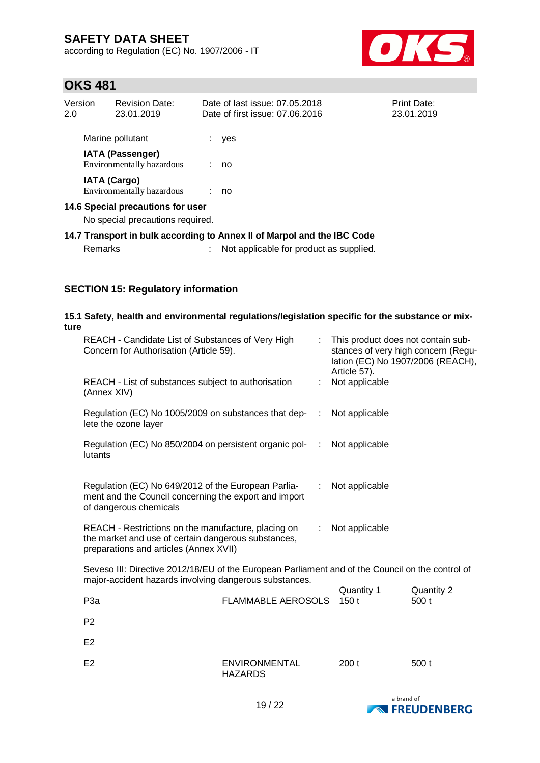| | | |
|---|---|---|
| Marine pollutant | : | yes |
| **IATA (Passenger)** | | |
| Environmentally hazardous | : | no |
| **IATA (Cargo)** | | |
| Environmentally hazardous | : | no |

**14.6 Special precautions for user**

No special precautions required.

**14.7 Transport in bulk according to Annex II of Marpol and the IBC Code**

| | | |
|---|---|---|
| Remarks | : | Not applicable for product as supplied. |

## SECTION 15: Regulatory information

**15.1 Safety, health and environmental regulations/legislation specific for the substance or mixture**

| | | |
|---|---|---|
| REACH - Candidate List of Substances of Very High Concern for Authorisation (Article 59). | : | This product does not contain substances of very high concern (Regulation (EC) No 1907/2006 (REACH), Article 57). |
| REACH - List of substances subject to authorisation (Annex XIV) | : | Not applicable |
| Regulation (EC) No 1005/2009 on substances that deplete the ozone layer | : | Not applicable |
| Regulation (EC) No 850/2004 on persistent organic pollutants | : | Not applicable |
| Regulation (EC) No 649/2012 of the European Parliament and the Council concerning the export and import of dangerous chemicals | : | Not applicable |
| REACH - Restrictions on the manufacture, placing on the market and use of certain dangerous substances, preparations and articles (Annex XVII) | : | Not applicable |

Seveso III: Directive 2012/18/EU of the European Parliament and of the Council on the control of major-accident hazards involving dangerous substances.

| | | Quantity 1 | Quantity 2 |
|---|---|---|---|
| P3a | FLAMMABLE AEROSOLS | 150 t | 500 t |
| P2 | | | |
| E2 | | | |
| E2 | ENVIRONMENTAL HAZARDS | 200 t | 500 t |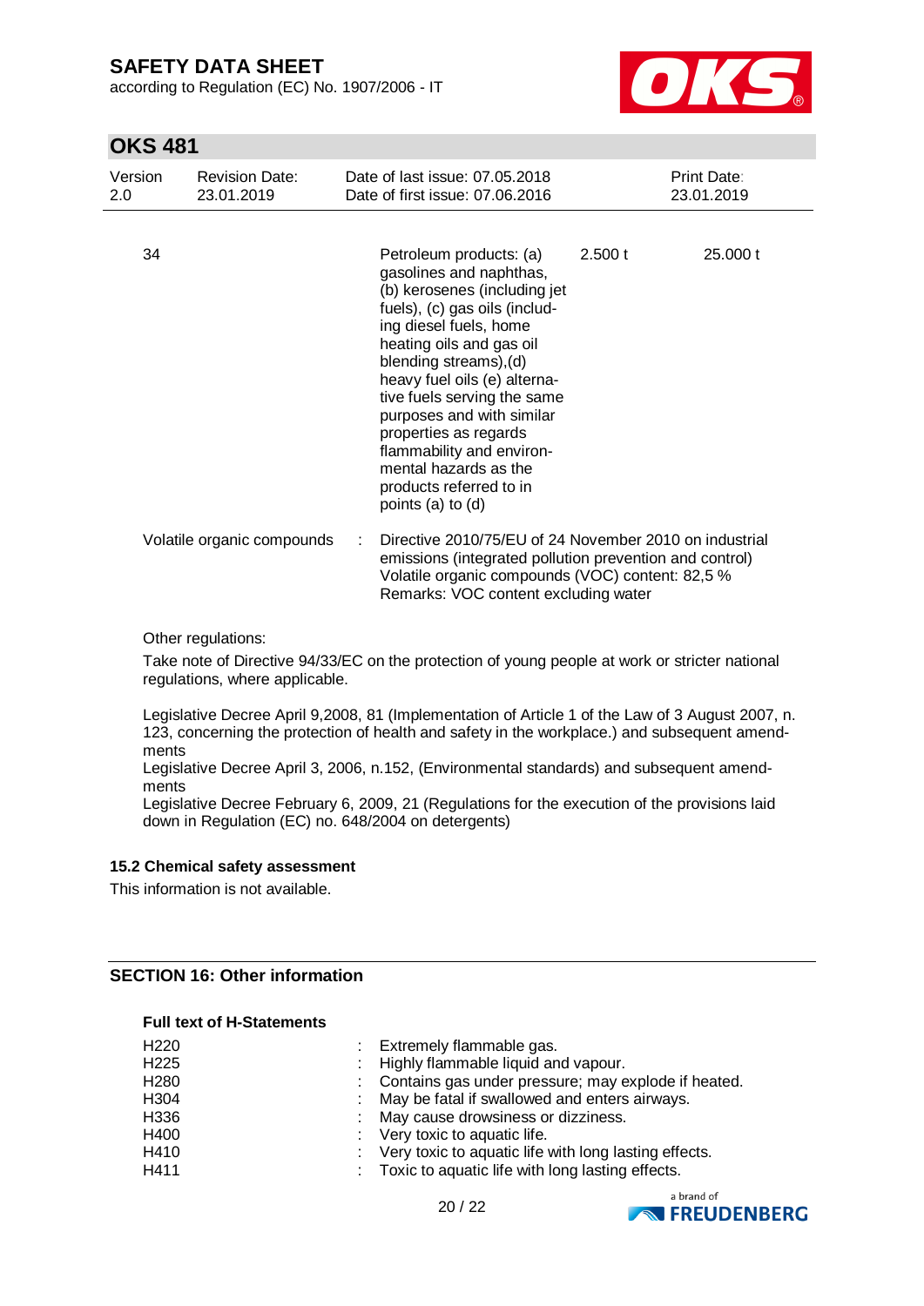| | | | |
|---|---|---|---|
| 34 | Petroleum products: (a) gasolines and naphthas, (b) kerosenes (including jet fuels), (c) gas oils (including diesel fuels, home heating oils and gas oil blending streams),(d) heavy fuel oils (e) alternative fuels serving the same purposes and with similar properties as regards flammability and environmental hazards as the products referred to in points (a) to (d) | 2.500 t | 25.000 t |

Volatile organic compounds : Directive 2010/75/EU of 24 November 2010 on industrial emissions (integrated pollution prevention and control)
Volatile organic compounds (VOC) content: 82,5 %
Remarks: VOC content excluding water

Other regulations:

Take note of Directive 94/33/EC on the protection of young people at work or stricter national regulations, where applicable.

Legislative Decree April 9,2008, 81 (Implementation of Article 1 of the Law of 3 August 2007, n. 123, concerning the protection of health and safety in the workplace.) and subsequent amendments
Legislative Decree April 3, 2006, n.152, (Environmental standards) and subsequent amendments
Legislative Decree February 6, 2009, 21 (Regulations for the execution of the provisions laid down in Regulation (EC) no. 648/2004 on detergents)

### 15.2 Chemical safety assessment

This information is not available.

## SECTION 16: Other information

**Full text of H-Statements**

| | |
|---|---|
| H220 | : Extremely flammable gas. |
| H225 | : Highly flammable liquid and vapour. |
| H280 | : Contains gas under pressure; may explode if heated. |
| H304 | : May be fatal if swallowed and enters airways. |
| H336 | : May cause drowsiness or dizziness. |
| H400 | : Very toxic to aquatic life. |
| H410 | : Very toxic to aquatic life with long lasting effects. |
| H411 | : Toxic to aquatic life with long lasting effects. |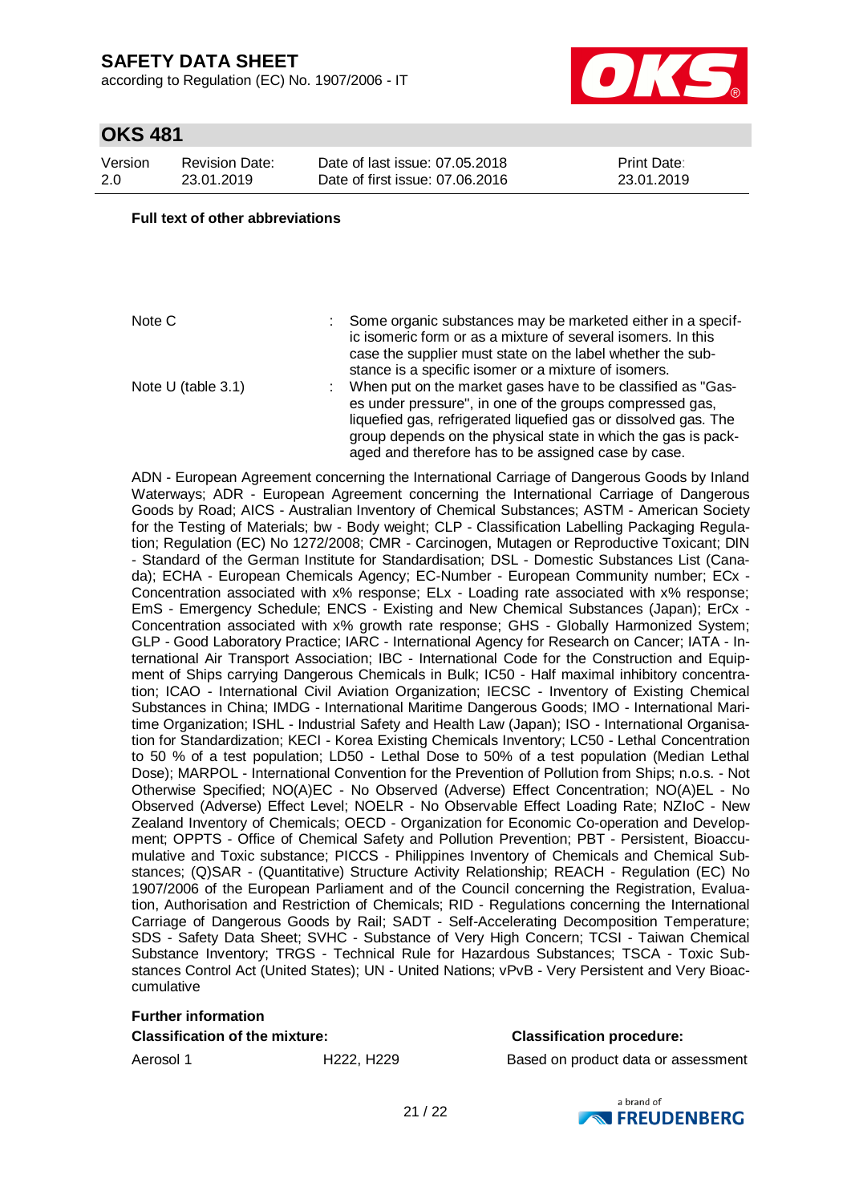**Full text of other abbreviations**

| | | |
|---|---|---|
| Note C | : | Some organic substances may be marketed either in a specific isomeric form or as a mixture of several isomers. In this case the supplier must state on the label whether the substance is a specific isomer or a mixture of isomers. |
| Note U (table 3.1) | : | When put on the market gases have to be classified as "Gases under pressure", in one of the groups compressed gas, liquefied gas, refrigerated liquefied gas or dissolved gas. The group depends on the physical state in which the gas is packaged and therefore has to be assigned case by case. |

ADN - European Agreement concerning the International Carriage of Dangerous Goods by Inland Waterways; ADR - European Agreement concerning the International Carriage of Dangerous Goods by Road; AICS - Australian Inventory of Chemical Substances; ASTM - American Society for the Testing of Materials; bw - Body weight; CLP - Classification Labelling Packaging Regulation; Regulation (EC) No 1272/2008; CMR - Carcinogen, Mutagen or Reproductive Toxicant; DIN - Standard of the German Institute for Standardisation; DSL - Domestic Substances List (Canada); ECHA - European Chemicals Agency; EC-Number - European Community number; ECx - Concentration associated with x% response; ELx - Loading rate associated with x% response; EmS - Emergency Schedule; ENCS - Existing and New Chemical Substances (Japan); ErCx - Concentration associated with x% growth rate response; GHS - Globally Harmonized System; GLP - Good Laboratory Practice; IARC - International Agency for Research on Cancer; IATA - International Air Transport Association; IBC - International Code for the Construction and Equipment of Ships carrying Dangerous Chemicals in Bulk; IC50 - Half maximal inhibitory concentration; ICAO - International Civil Aviation Organization; IECSC - Inventory of Existing Chemical Substances in China; IMDG - International Maritime Dangerous Goods; IMO - International Maritime Organization; ISHL - Industrial Safety and Health Law (Japan); ISO - International Organisation for Standardization; KECI - Korea Existing Chemicals Inventory; LC50 - Lethal Concentration to 50 % of a test population; LD50 - Lethal Dose to 50% of a test population (Median Lethal Dose); MARPOL - International Convention for the Prevention of Pollution from Ships; n.o.s. - Not Otherwise Specified; NO(A)EC - No Observed (Adverse) Effect Concentration; NO(A)EL - No Observed (Adverse) Effect Level; NOELR - No Observable Effect Loading Rate; NZIoC - New Zealand Inventory of Chemicals; OECD - Organization for Economic Co-operation and Development; OPPTS - Office of Chemical Safety and Pollution Prevention; PBT - Persistent, Bioaccumulative and Toxic substance; PICCS - Philippines Inventory of Chemicals and Chemical Substances; (Q)SAR - (Quantitative) Structure Activity Relationship; REACH - Regulation (EC) No 1907/2006 of the European Parliament and of the Council concerning the Registration, Evaluation, Authorisation and Restriction of Chemicals; RID - Regulations concerning the International Carriage of Dangerous Goods by Rail; SADT - Self-Accelerating Decomposition Temperature; SDS - Safety Data Sheet; SVHC - Substance of Very High Concern; TCSI - Taiwan Chemical Substance Inventory; TRGS - Technical Rule for Hazardous Substances; TSCA - Toxic Substances Control Act (United States); UN - United Nations; vPvB - Very Persistent and Very Bioaccumulative

**Further information**

| **Classification of the mixture:** | | **Classification procedure:** |
|---|---|---|
| Aerosol 1 | H222, H229 | Based on product data or assessment |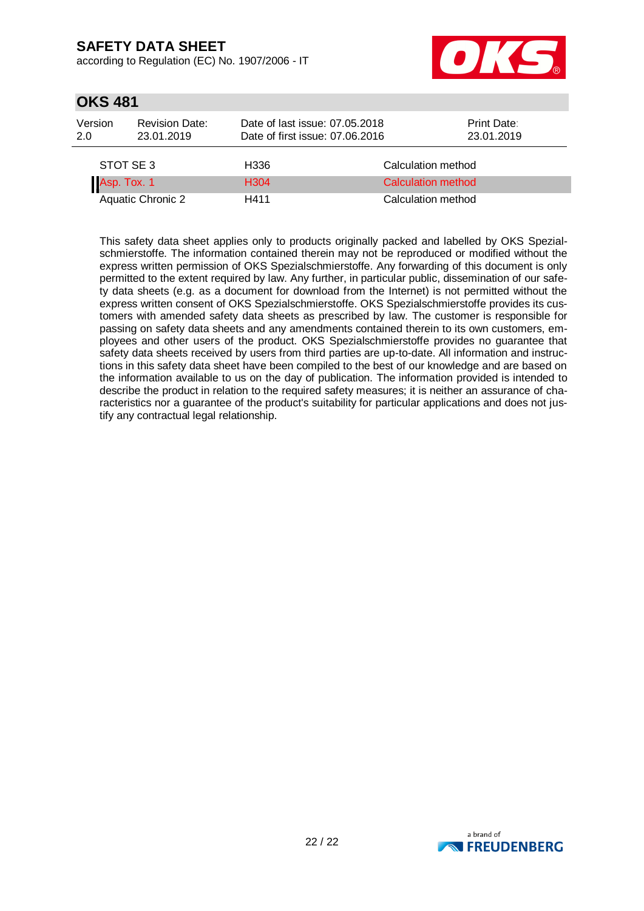| | | |
|---|---|---|
| STOT SE 3 | H336 | Calculation method |
| Asp. Tox. 1 | H304 | Calculation method |
| Aquatic Chronic 2 | H411 | Calculation method |

This safety data sheet applies only to products originally packed and labelled by OKS Spezialschmierstoffe. The information contained therein may not be reproduced or modified without the express written permission of OKS Spezialschmierstoffe. Any forwarding of this document is only permitted to the extent required by law. Any further, in particular public, dissemination of our safety data sheets (e.g. as a document for download from the Internet) is not permitted without the express written consent of OKS Spezialschmierstoffe. OKS Spezialschmierstoffe provides its customers with amended safety data sheets as prescribed by law. The customer is responsible for passing on safety data sheets and any amendments contained therein to its own customers, employees and other users of the product. OKS Spezialschmierstoffe provides no guarantee that safety data sheets received by users from third parties are up-to-date. All information and instructions in this safety data sheet have been compiled to the best of our knowledge and are based on the information available to us on the day of publication. The information provided is intended to describe the product in relation to the required safety measures; it is neither an assurance of characteristics nor a guarantee of the product's suitability for particular applications and does not justify any contractual legal relationship.